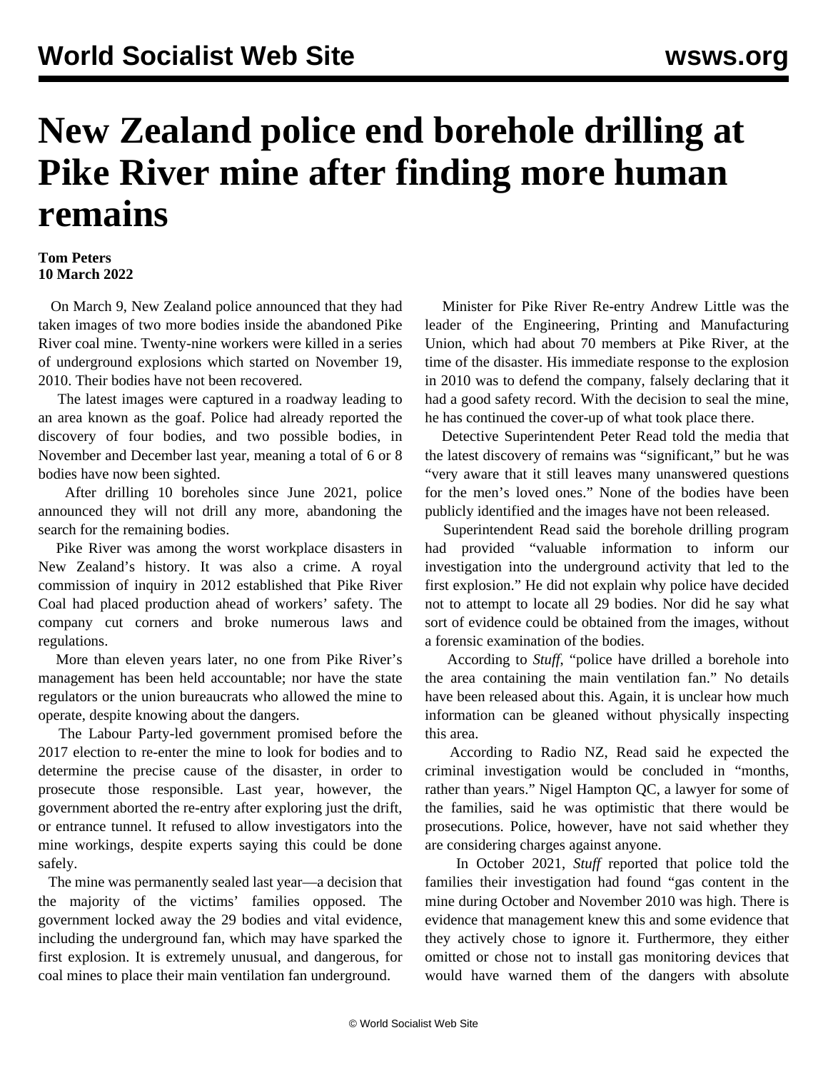# New Zealand police end borehole drilling at Pike River mine after finding more human remains

**Tom Peters**
**10 March 2022**

On March 9, New Zealand police announced that they had taken images of two more bodies inside the abandoned Pike River coal mine. Twenty-nine workers were killed in a series of underground explosions which started on November 19, 2010. Their bodies have not been recovered.

The latest images were captured in a roadway leading to an area known as the goaf. Police had already reported the discovery of four bodies, and two possible bodies, in November and December last year, meaning a total of 6 or 8 bodies have now been sighted.

After drilling 10 boreholes since June 2021, police announced they will not drill any more, abandoning the search for the remaining bodies.

Pike River was among the worst workplace disasters in New Zealand's history. It was also a crime. A royal commission of inquiry in 2012 established that Pike River Coal had placed production ahead of workers' safety. The company cut corners and broke numerous laws and regulations.

More than eleven years later, no one from Pike River's management has been held accountable; nor have the state regulators or the union bureaucrats who allowed the mine to operate, despite knowing about the dangers.

The Labour Party-led government promised before the 2017 election to re-enter the mine to look for bodies and to determine the precise cause of the disaster, in order to prosecute those responsible. Last year, however, the government aborted the re-entry after exploring just the drift, or entrance tunnel. It refused to allow investigators into the mine workings, despite experts saying this could be done safely.

The mine was permanently sealed last year—a decision that the majority of the victims' families opposed. The government locked away the 29 bodies and vital evidence, including the underground fan, which may have sparked the first explosion. It is extremely unusual, and dangerous, for coal mines to place their main ventilation fan underground.

Minister for Pike River Re-entry Andrew Little was the leader of the Engineering, Printing and Manufacturing Union, which had about 70 members at Pike River, at the time of the disaster. His immediate response to the explosion in 2010 was to defend the company, falsely declaring that it had a good safety record. With the decision to seal the mine, he has continued the cover-up of what took place there.

Detective Superintendent Peter Read told the media that the latest discovery of remains was "significant," but he was "very aware that it still leaves many unanswered questions for the men's loved ones." None of the bodies have been publicly identified and the images have not been released.

Superintendent Read said the borehole drilling program had provided "valuable information to inform our investigation into the underground activity that led to the first explosion." He did not explain why police have decided not to attempt to locate all 29 bodies. Nor did he say what sort of evidence could be obtained from the images, without a forensic examination of the bodies.

According to *Stuff*, "police have drilled a borehole into the area containing the main ventilation fan." No details have been released about this. Again, it is unclear how much information can be gleaned without physically inspecting this area.

According to Radio NZ, Read said he expected the criminal investigation would be concluded in "months, rather than years." Nigel Hampton QC, a lawyer for some of the families, said he was optimistic that there would be prosecutions. Police, however, have not said whether they are considering charges against anyone.

In October 2021, *Stuff* reported that police told the families their investigation had found "gas content in the mine during October and November 2010 was high. There is evidence that management knew this and some evidence that they actively chose to ignore it. Furthermore, they either omitted or chose not to install gas monitoring devices that would have warned them of the dangers with absolute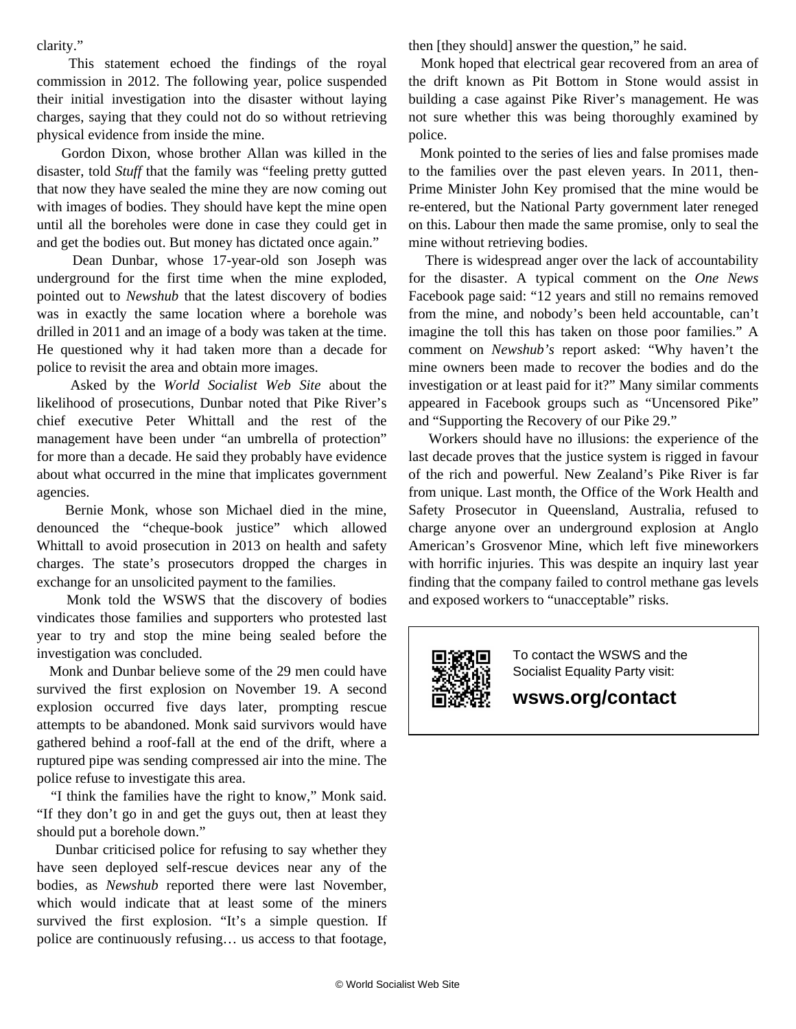clarity."

This statement echoed the findings of the royal commission in 2012. The following year, police suspended their initial investigation into the disaster without laying charges, saying that they could not do so without retrieving physical evidence from inside the mine.

Gordon Dixon, whose brother Allan was killed in the disaster, told *Stuff* that the family was "feeling pretty gutted that now they have sealed the mine they are now coming out with images of bodies. They should have kept the mine open until all the boreholes were done in case they could get in and get the bodies out. But money has dictated once again."

Dean Dunbar, whose 17-year-old son Joseph was underground for the first time when the mine exploded, pointed out to *Newshub* that the latest discovery of bodies was in exactly the same location where a borehole was drilled in 2011 and an image of a body was taken at the time. He questioned why it had taken more than a decade for police to revisit the area and obtain more images.

Asked by the *World Socialist Web Site* about the likelihood of prosecutions, Dunbar noted that Pike River's chief executive Peter Whittall and the rest of the management have been under "an umbrella of protection" for more than a decade. He said they probably have evidence about what occurred in the mine that implicates government agencies.

Bernie Monk, whose son Michael died in the mine, denounced the "cheque-book justice" which allowed Whittall to avoid prosecution in 2013 on health and safety charges. The state's prosecutors dropped the charges in exchange for an unsolicited payment to the families.

Monk told the WSWS that the discovery of bodies vindicates those families and supporters who protested last year to try and stop the mine being sealed before the investigation was concluded.

Monk and Dunbar believe some of the 29 men could have survived the first explosion on November 19. A second explosion occurred five days later, prompting rescue attempts to be abandoned. Monk said survivors would have gathered behind a roof-fall at the end of the drift, where a ruptured pipe was sending compressed air into the mine. The police refuse to investigate this area.

"I think the families have the right to know," Monk said. "If they don't go in and get the guys out, then at least they should put a borehole down."

Dunbar criticised police for refusing to say whether they have seen deployed self-rescue devices near any of the bodies, as *Newshub* reported there were last November, which would indicate that at least some of the miners survived the first explosion. "It's a simple question. If police are continuously refusing… us access to that footage, then [they should] answer the question," he said.

Monk hoped that electrical gear recovered from an area of the drift known as Pit Bottom in Stone would assist in building a case against Pike River's management. He was not sure whether this was being thoroughly examined by police.

Monk pointed to the series of lies and false promises made to the families over the past eleven years. In 2011, then-Prime Minister John Key promised that the mine would be re-entered, but the National Party government later reneged on this. Labour then made the same promise, only to seal the mine without retrieving bodies.

There is widespread anger over the lack of accountability for the disaster. A typical comment on the *One News* Facebook page said: "12 years and still no remains removed from the mine, and nobody's been held accountable, can't imagine the toll this has taken on those poor families." A comment on *Newshub's* report asked: "Why haven't the mine owners been made to recover the bodies and do the investigation or at least paid for it?" Many similar comments appeared in Facebook groups such as "Uncensored Pike" and "Supporting the Recovery of our Pike 29."

Workers should have no illusions: the experience of the last decade proves that the justice system is rigged in favour of the rich and powerful. New Zealand's Pike River is far from unique. Last month, the Office of the Work Health and Safety Prosecutor in Queensland, Australia, refused to charge anyone over an underground explosion at Anglo American's Grosvenor Mine, which left five mineworkers with horrific injuries. This was despite an inquiry last year finding that the company failed to control methane gas levels and exposed workers to "unacceptable" risks.

To contact the WSWS and the Socialist Equality Party visit:

**wsws.org/contact**